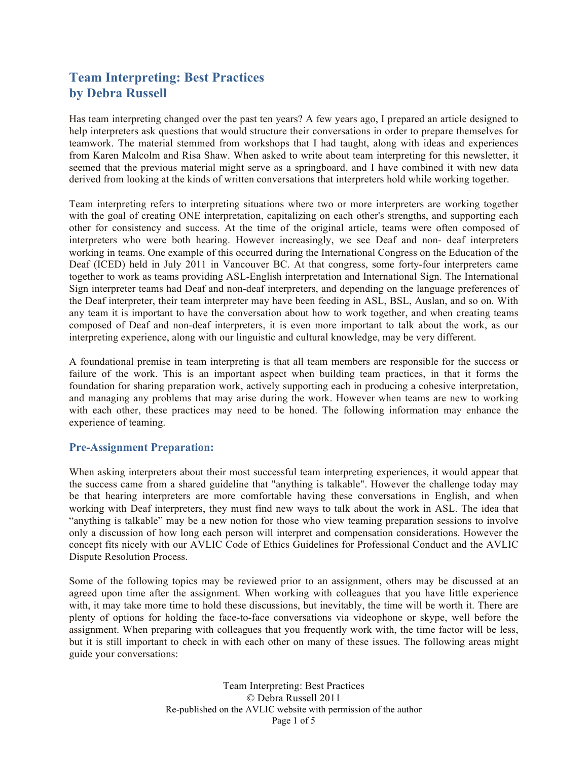# Team Interpreting: Best Practices
## by Debra Russell

Has team interpreting changed over the past ten years? A few years ago, I prepared an article designed to help interpreters ask questions that would structure their conversations in order to prepare themselves for teamwork. The material stemmed from workshops that I had taught, along with ideas and experiences from Karen Malcolm and Risa Shaw. When asked to write about team interpreting for this newsletter, it seemed that the previous material might serve as a springboard, and I have combined it with new data derived from looking at the kinds of written conversations that interpreters hold while working together.

Team interpreting refers to interpreting situations where two or more interpreters are working together with the goal of creating ONE interpretation, capitalizing on each other's strengths, and supporting each other for consistency and success. At the time of the original article, teams were often composed of interpreters who were both hearing. However increasingly, we see Deaf and non- deaf interpreters working in teams. One example of this occurred during the International Congress on the Education of the Deaf (ICED) held in July 2011 in Vancouver BC. At that congress, some forty-four interpreters came together to work as teams providing ASL-English interpretation and International Sign. The International Sign interpreter teams had Deaf and non-deaf interpreters, and depending on the language preferences of the Deaf interpreter, their team interpreter may have been feeding in ASL, BSL, Auslan, and so on. With any team it is important to have the conversation about how to work together, and when creating teams composed of Deaf and non-deaf interpreters, it is even more important to talk about the work, as our interpreting experience, along with our linguistic and cultural knowledge, may be very different.

A foundational premise in team interpreting is that all team members are responsible for the success or failure of the work. This is an important aspect when building team practices, in that it forms the foundation for sharing preparation work, actively supporting each in producing a cohesive interpretation, and managing any problems that may arise during the work. However when teams are new to working with each other, these practices may need to be honed. The following information may enhance the experience of teaming.

### Pre-Assignment Preparation:

When asking interpreters about their most successful team interpreting experiences, it would appear that the success came from a shared guideline that "anything is talkable". However the challenge today may be that hearing interpreters are more comfortable having these conversations in English, and when working with Deaf interpreters, they must find new ways to talk about the work in ASL. The idea that "anything is talkable" may be a new notion for those who view teaming preparation sessions to involve only a discussion of how long each person will interpret and compensation considerations. However the concept fits nicely with our AVLIC Code of Ethics Guidelines for Professional Conduct and the AVLIC Dispute Resolution Process.

Some of the following topics may be reviewed prior to an assignment, others may be discussed at an agreed upon time after the assignment. When working with colleagues that you have little experience with, it may take more time to hold these discussions, but inevitably, the time will be worth it. There are plenty of options for holding the face-to-face conversations via videophone or skype, well before the assignment. When preparing with colleagues that you frequently work with, the time factor will be less, but it is still important to check in with each other on many of these issues. The following areas might guide your conversations: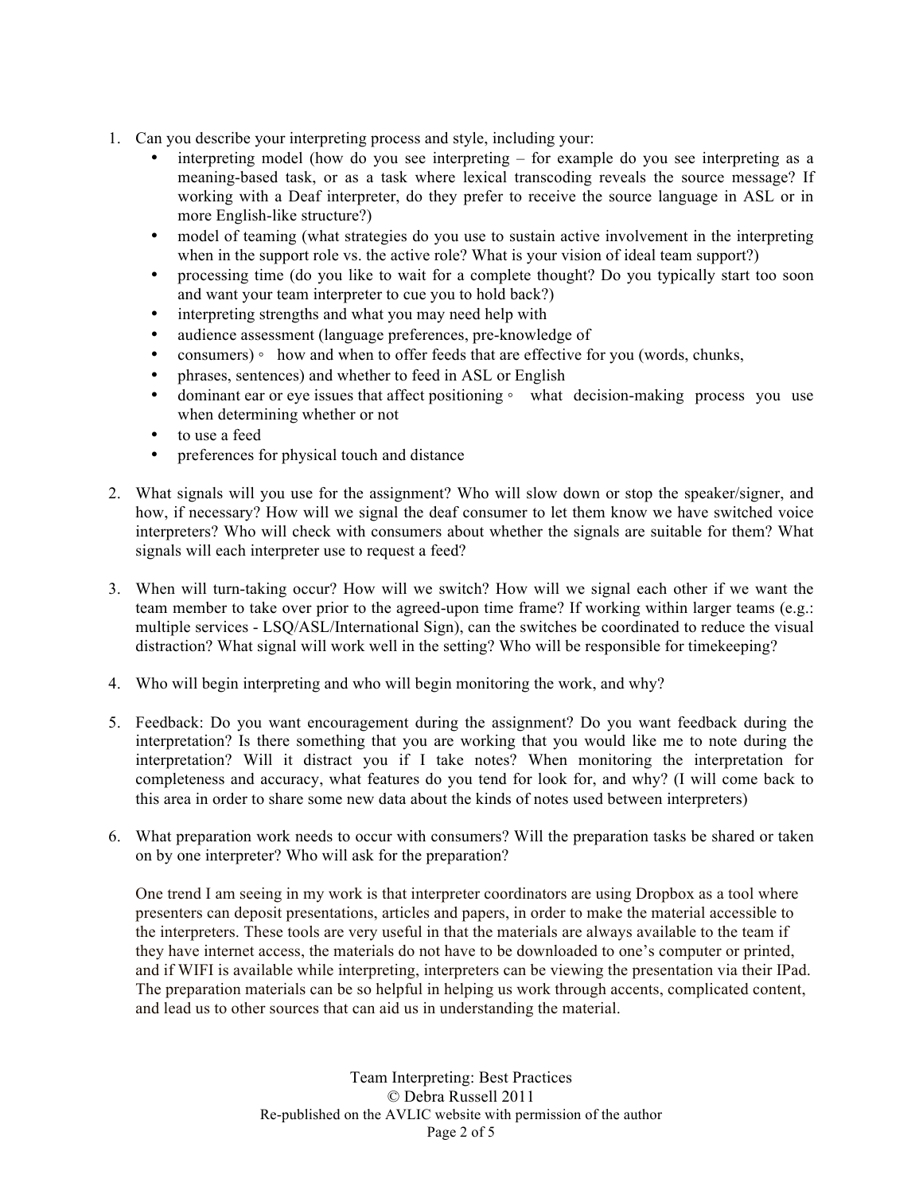1. Can you describe your interpreting process and style, including your:
   - interpreting model (how do you see interpreting – for example do you see interpreting as a meaning-based task, or as a task where lexical transcoding reveals the source message? If working with a Deaf interpreter, do they prefer to receive the source language in ASL or in more English-like structure?)
   - model of teaming (what strategies do you use to sustain active involvement in the interpreting when in the support role vs. the active role? What is your vision of ideal team support?)
   - processing time (do you like to wait for a complete thought? Do you typically start too soon and want your team interpreter to cue you to hold back?)
   - interpreting strengths and what you may need help with
   - audience assessment (language preferences, pre-knowledge of
   - consumers) ◦ how and when to offer feeds that are effective for you (words, chunks,
   - phrases, sentences) and whether to feed in ASL or English
   - dominant ear or eye issues that affect positioning ◦ what decision-making process you use when determining whether or not
   - to use a feed
   - preferences for physical touch and distance

2. What signals will you use for the assignment? Who will slow down or stop the speaker/signer, and how, if necessary? How will we signal the deaf consumer to let them know we have switched voice interpreters? Who will check with consumers about whether the signals are suitable for them? What signals will each interpreter use to request a feed?

3. When will turn-taking occur? How will we switch? How will we signal each other if we want the team member to take over prior to the agreed-upon time frame? If working within larger teams (e.g.: multiple services - LSQ/ASL/International Sign), can the switches be coordinated to reduce the visual distraction? What signal will work well in the setting? Who will be responsible for timekeeping?

4. Who will begin interpreting and who will begin monitoring the work, and why?

5. Feedback: Do you want encouragement during the assignment? Do you want feedback during the interpretation? Is there something that you are working that you would like me to note during the interpretation? Will it distract you if I take notes? When monitoring the interpretation for completeness and accuracy, what features do you tend for look for, and why? (I will come back to this area in order to share some new data about the kinds of notes used between interpreters)

6. What preparation work needs to occur with consumers? Will the preparation tasks be shared or taken on by one interpreter? Who will ask for the preparation?

   One trend I am seeing in my work is that interpreter coordinators are using Dropbox as a tool where presenters can deposit presentations, articles and papers, in order to make the material accessible to the interpreters. These tools are very useful in that the materials are always available to the team if they have internet access, the materials do not have to be downloaded to one's computer or printed, and if WIFI is available while interpreting, interpreters can be viewing the presentation via their IPad. The preparation materials can be so helpful in helping us work through accents, complicated content, and lead us to other sources that can aid us in understanding the material.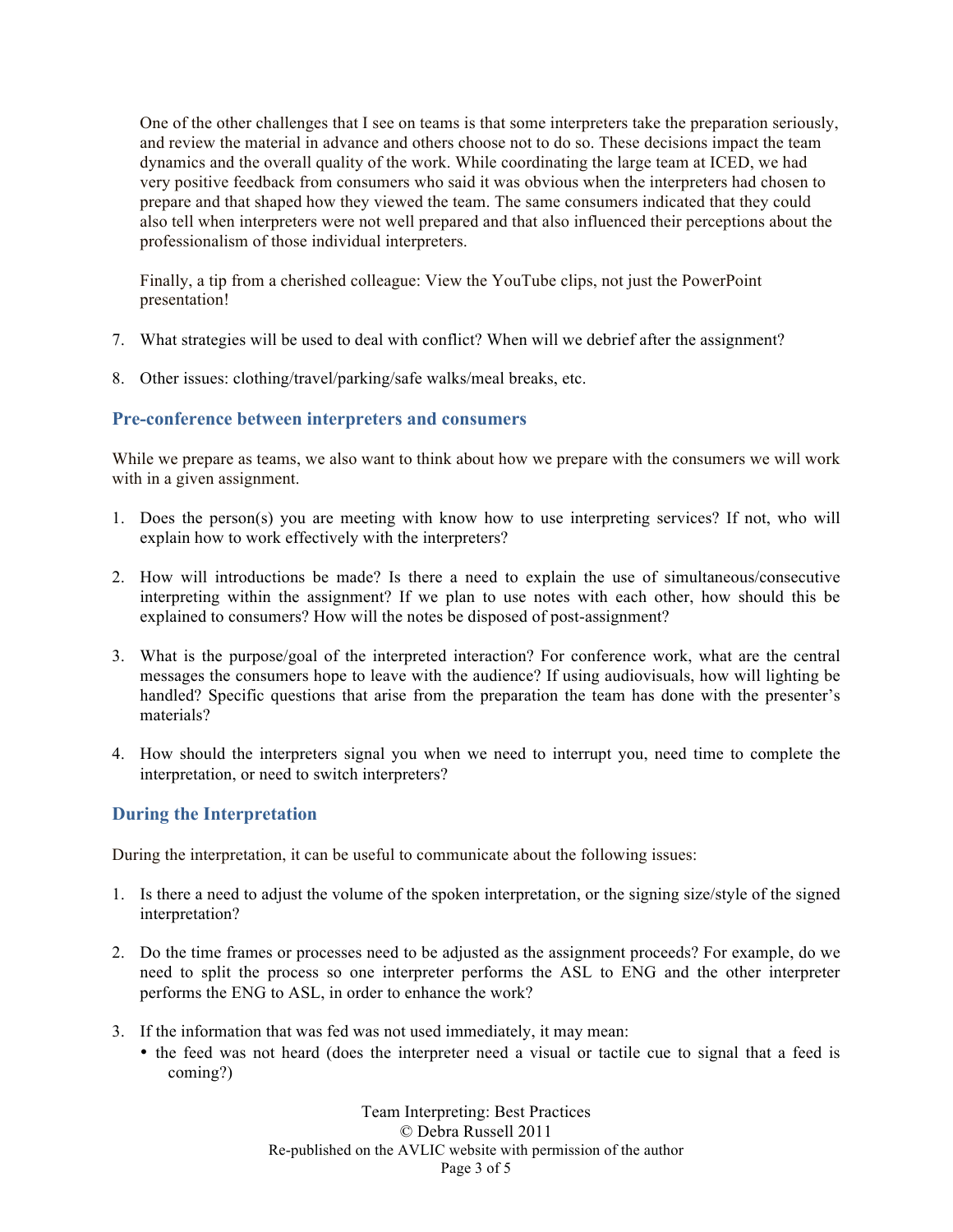One of the other challenges that I see on teams is that some interpreters take the preparation seriously, and review the material in advance and others choose not to do so. These decisions impact the team dynamics and the overall quality of the work. While coordinating the large team at ICED, we had very positive feedback from consumers who said it was obvious when the interpreters had chosen to prepare and that shaped how they viewed the team. The same consumers indicated that they could also tell when interpreters were not well prepared and that also influenced their perceptions about the professionalism of those individual interpreters.

Finally, a tip from a cherished colleague: View the YouTube clips, not just the PowerPoint presentation!

7. What strategies will be used to deal with conflict? When will we debrief after the assignment?

8. Other issues: clothing/travel/parking/safe walks/meal breaks, etc.

## Pre-conference between interpreters and consumers

While we prepare as teams, we also want to think about how we prepare with the consumers we will work with in a given assignment.

1. Does the person(s) you are meeting with know how to use interpreting services? If not, who will explain how to work effectively with the interpreters?

2. How will introductions be made? Is there a need to explain the use of simultaneous/consecutive interpreting within the assignment? If we plan to use notes with each other, how should this be explained to consumers? How will the notes be disposed of post-assignment?

3. What is the purpose/goal of the interpreted interaction? For conference work, what are the central messages the consumers hope to leave with the audience? If using audiovisuals, how will lighting be handled? Specific questions that arise from the preparation the team has done with the presenter's materials?

4. How should the interpreters signal you when we need to interrupt you, need time to complete the interpretation, or need to switch interpreters?

## During the Interpretation

During the interpretation, it can be useful to communicate about the following issues:

1. Is there a need to adjust the volume of the spoken interpretation, or the signing size/style of the signed interpretation?

2. Do the time frames or processes need to be adjusted as the assignment proceeds? For example, do we need to split the process so one interpreter performs the ASL to ENG and the other interpreter performs the ENG to ASL, in order to enhance the work?

3. If the information that was fed was not used immediately, it may mean:
   - the feed was not heard (does the interpreter need a visual or tactile cue to signal that a feed is coming?)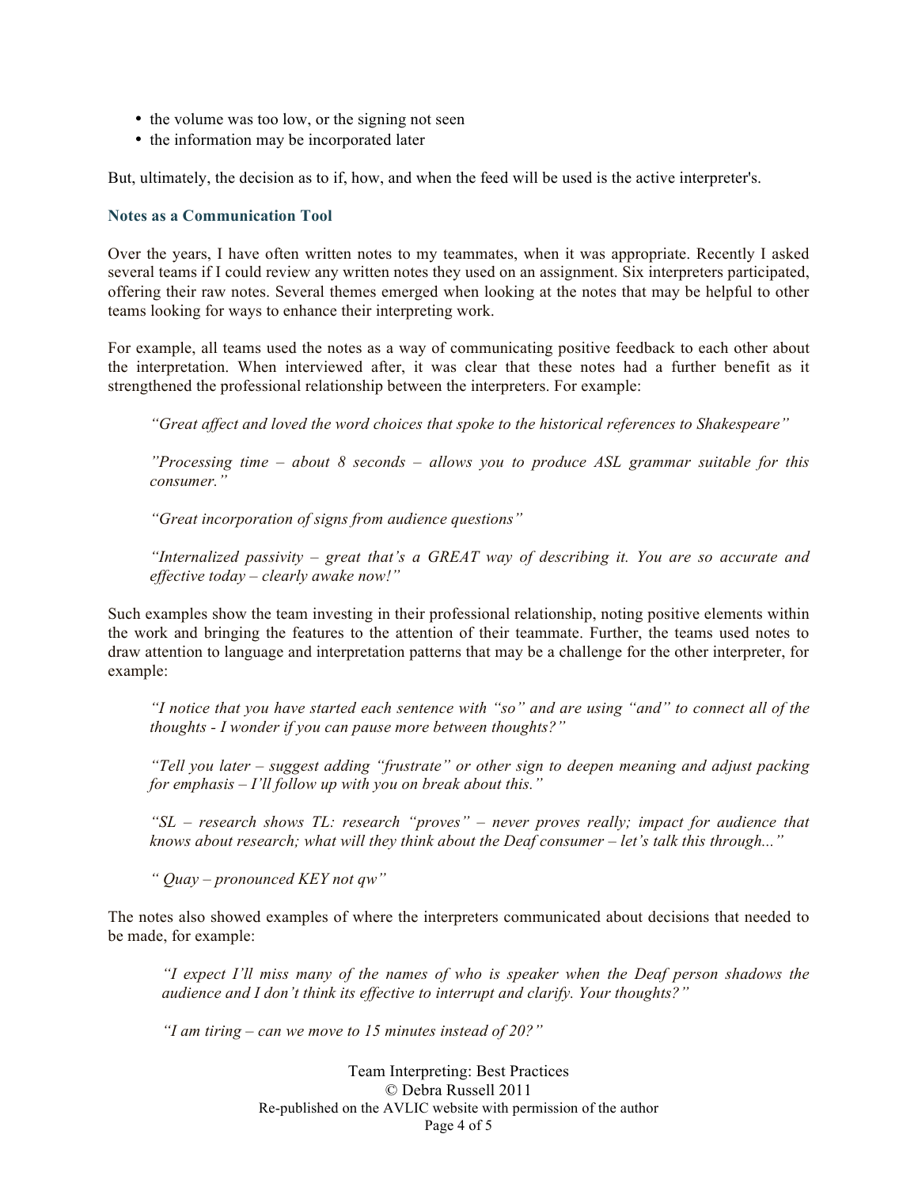- the volume was too low, or the signing not seen
- the information may be incorporated later

But, ultimately, the decision as to if, how, and when the feed will be used is the active interpreter's.

### Notes as a Communication Tool

Over the years, I have often written notes to my teammates, when it was appropriate. Recently I asked several teams if I could review any written notes they used on an assignment. Six interpreters participated, offering their raw notes. Several themes emerged when looking at the notes that may be helpful to other teams looking for ways to enhance their interpreting work.

For example, all teams used the notes as a way of communicating positive feedback to each other about the interpretation. When interviewed after, it was clear that these notes had a further benefit as it strengthened the professional relationship between the interpreters. For example:

> *"Great affect and loved the word choices that spoke to the historical references to Shakespeare"*
>
> *"Processing time – about 8 seconds – allows you to produce ASL grammar suitable for this consumer."*
>
> *"Great incorporation of signs from audience questions"*
>
> *"Internalized passivity – great that's a GREAT way of describing it. You are so accurate and effective today – clearly awake now!"*

Such examples show the team investing in their professional relationship, noting positive elements within the work and bringing the features to the attention of their teammate. Further, the teams used notes to draw attention to language and interpretation patterns that may be a challenge for the other interpreter, for example:

> *"I notice that you have started each sentence with "so" and are using "and" to connect all of the thoughts - I wonder if you can pause more between thoughts?"*
>
> *"Tell you later – suggest adding "frustrate" or other sign to deepen meaning and adjust packing for emphasis – I'll follow up with you on break about this."*
>
> *"SL – research shows TL: research "proves" – never proves really; impact for audience that knows about research; what will they think about the Deaf consumer – let's talk this through..."*
>
> *" Quay – pronounced KEY not qw"*

The notes also showed examples of where the interpreters communicated about decisions that needed to be made, for example:

> *"I expect I'll miss many of the names of who is speaker when the Deaf person shadows the audience and I don't think its effective to interrupt and clarify. Your thoughts?"*
>
> *"I am tiring – can we move to 15 minutes instead of 20?"*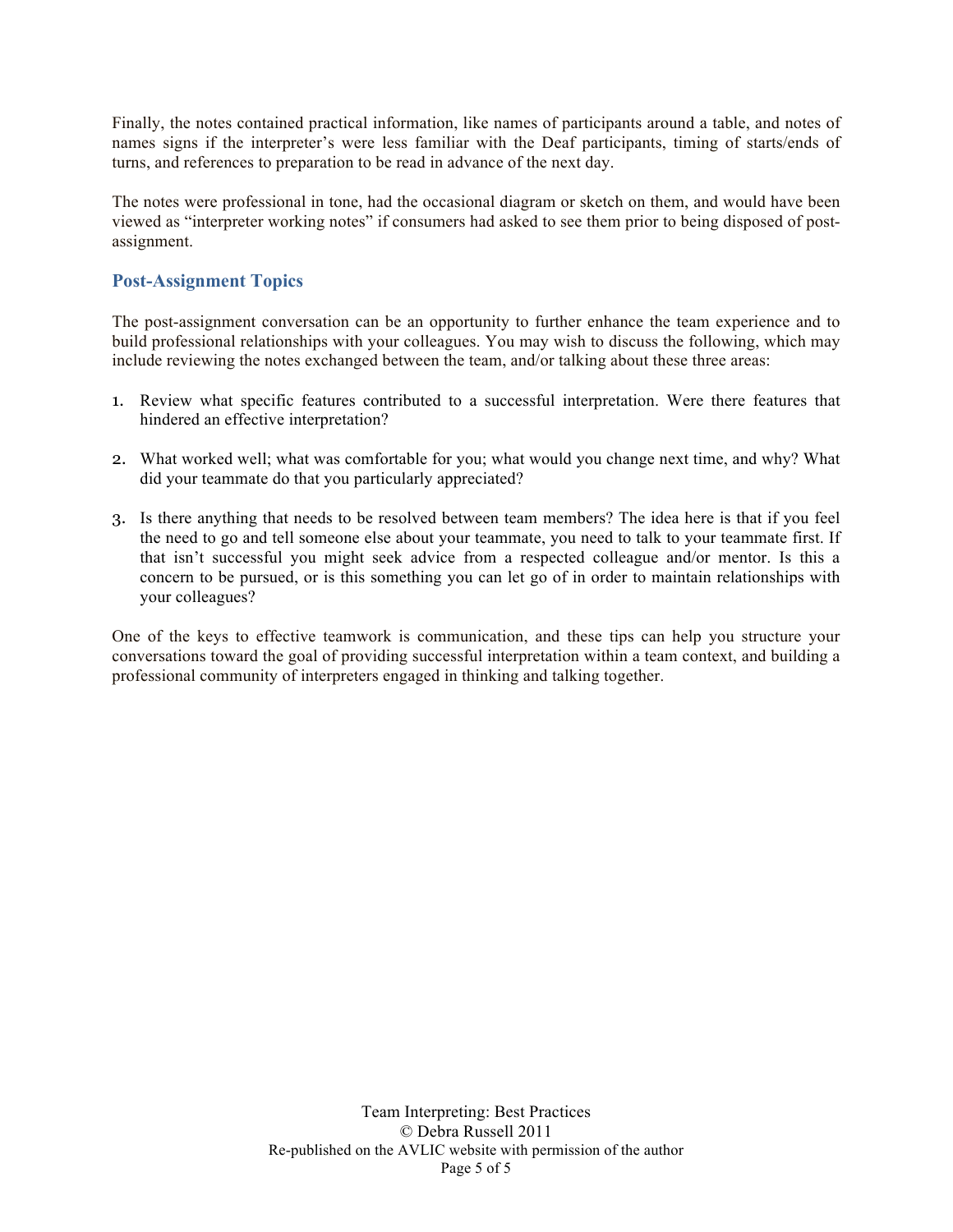Finally, the notes contained practical information, like names of participants around a table, and notes of names signs if the interpreter's were less familiar with the Deaf participants, timing of starts/ends of turns, and references to preparation to be read in advance of the next day.

The notes were professional in tone, had the occasional diagram or sketch on them, and would have been viewed as "interpreter working notes" if consumers had asked to see them prior to being disposed of post-assignment.

## Post-Assignment Topics

The post-assignment conversation can be an opportunity to further enhance the team experience and to build professional relationships with your colleagues. You may wish to discuss the following, which may include reviewing the notes exchanged between the team, and/or talking about these three areas:

1. Review what specific features contributed to a successful interpretation. Were there features that hindered an effective interpretation?

2. What worked well; what was comfortable for you; what would you change next time, and why? What did your teammate do that you particularly appreciated?

3. Is there anything that needs to be resolved between team members? The idea here is that if you feel the need to go and tell someone else about your teammate, you need to talk to your teammate first. If that isn't successful you might seek advice from a respected colleague and/or mentor. Is this a concern to be pursued, or is this something you can let go of in order to maintain relationships with your colleagues?

One of the keys to effective teamwork is communication, and these tips can help you structure your conversations toward the goal of providing successful interpretation within a team context, and building a professional community of interpreters engaged in thinking and talking together.